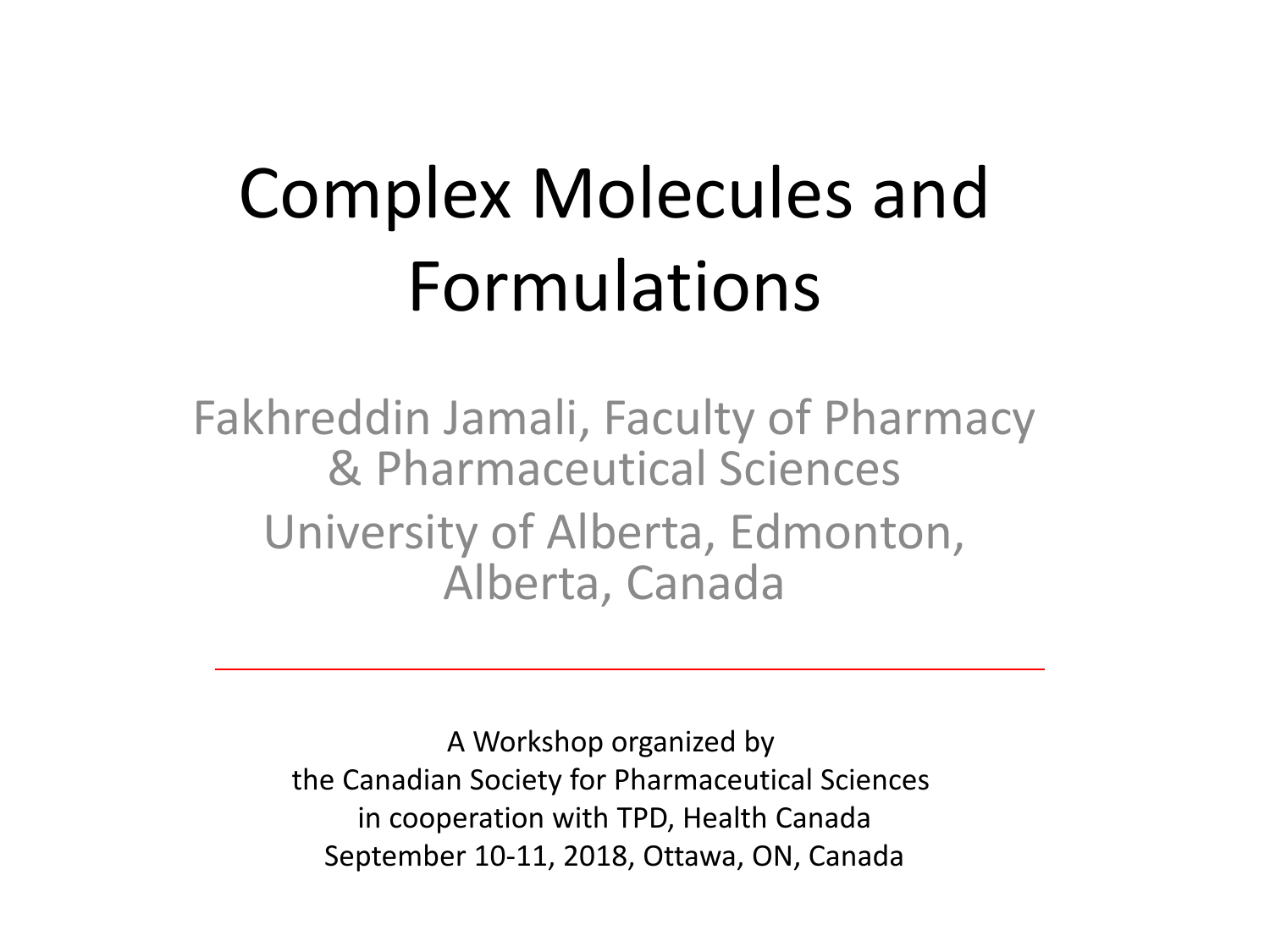# Complex Molecules and Formulations

Fakhreddin Jamali, Faculty of Pharmacy & Pharmaceutical Sciences

University of Alberta, Edmonton, Alberta, Canada

---

A Workshop organized by
the Canadian Society for Pharmaceutical Sciences
in cooperation with TPD, Health Canada
September 10-11, 2018, Ottawa, ON, Canada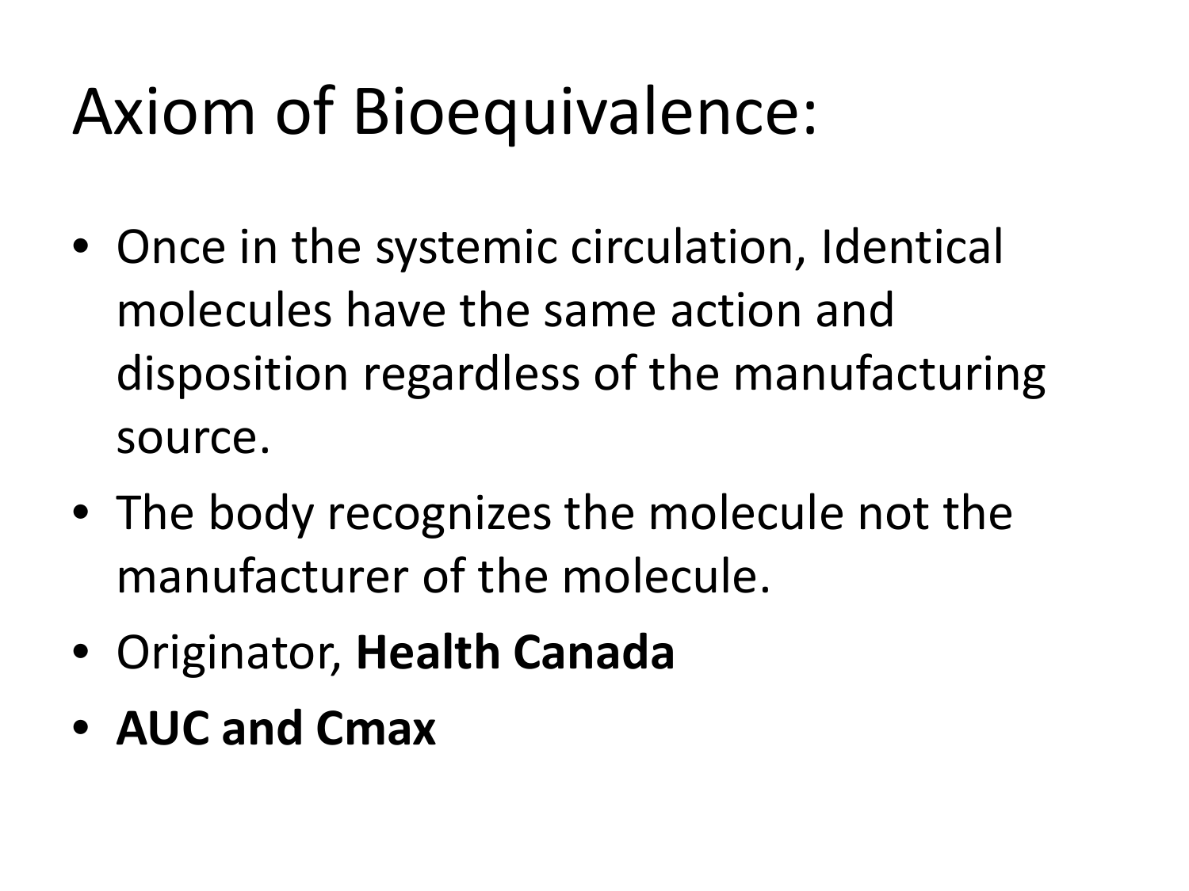# Axiom of Bioequivalence:

- Once in the systemic circulation, Identical molecules have the same action and disposition regardless of the manufacturing source.
- The body recognizes the molecule not the manufacturer of the molecule.
- Originator, **Health Canada**
- **AUC and Cmax**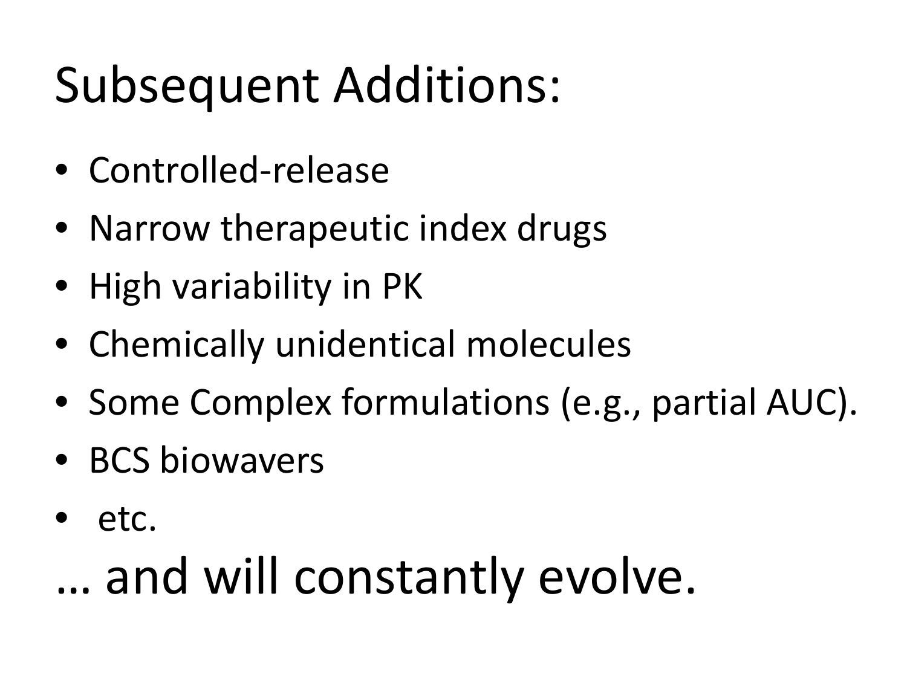# Subsequent Additions:

- Controlled-release
- Narrow therapeutic index drugs
- High variability in PK
- Chemically unidentical molecules
- Some Complex formulations (e.g., partial AUC).
- BCS biowavers
- etc.

… and will constantly evolve.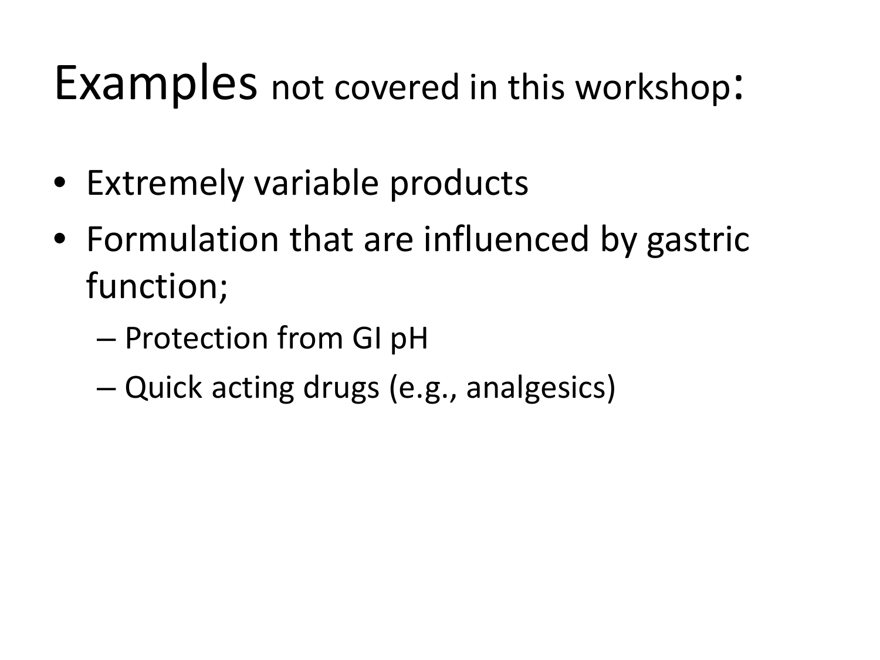# Examples not covered in this workshop:

- Extremely variable products
- Formulation that are influenced by gastric function;
  - Protection from GI pH
  - Quick acting drugs (e.g., analgesics)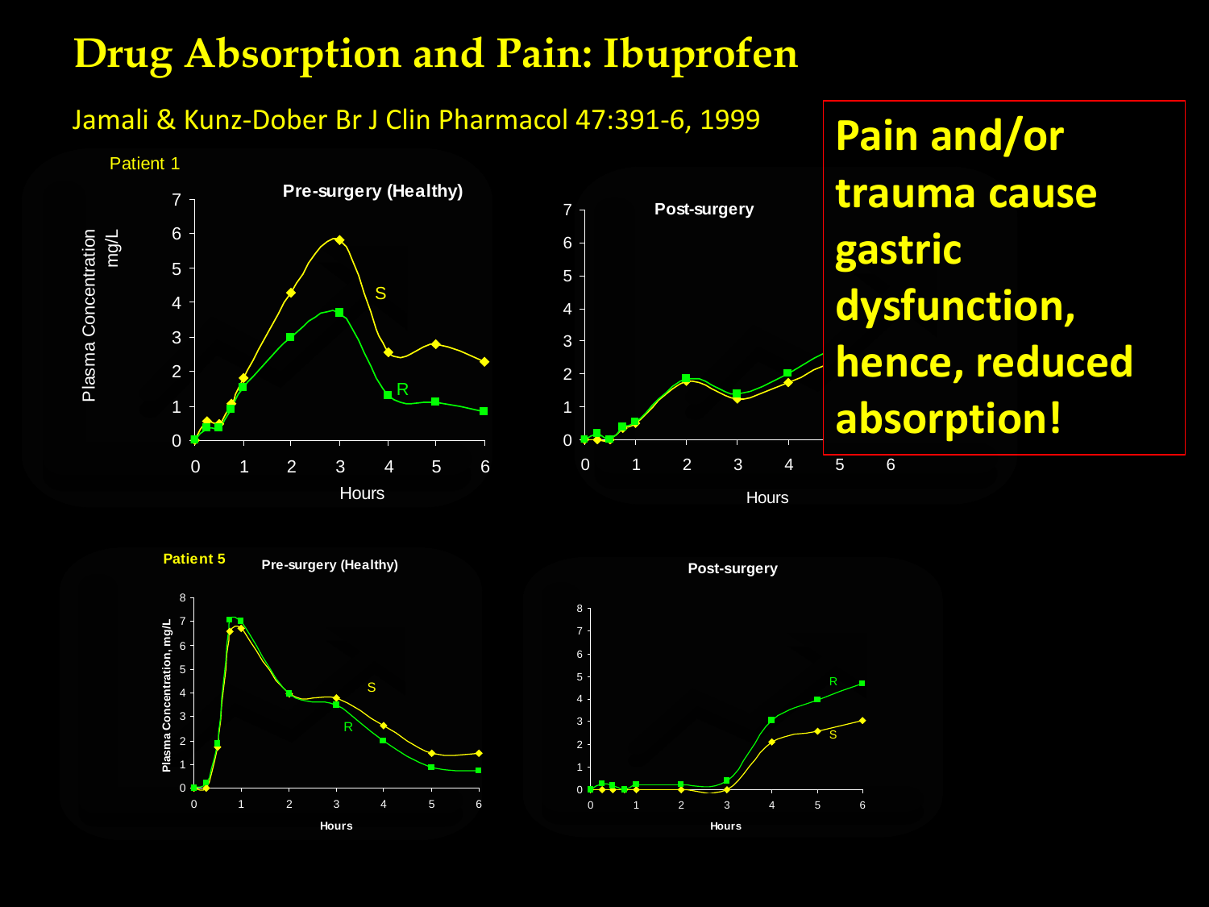# Drug Absorption and Pain: Ibuprofen

Jamali & Kunz-Dober Br J Clin Pharmacol 47:391-6, 1999

**Pain and/or trauma cause gastric dysfunction, hence, reduced absorption!**

Patient 1

Pre-surgery (Healthy)

Post-surgery

Patient 5

Pre-surgery (Healthy)

Post-surgery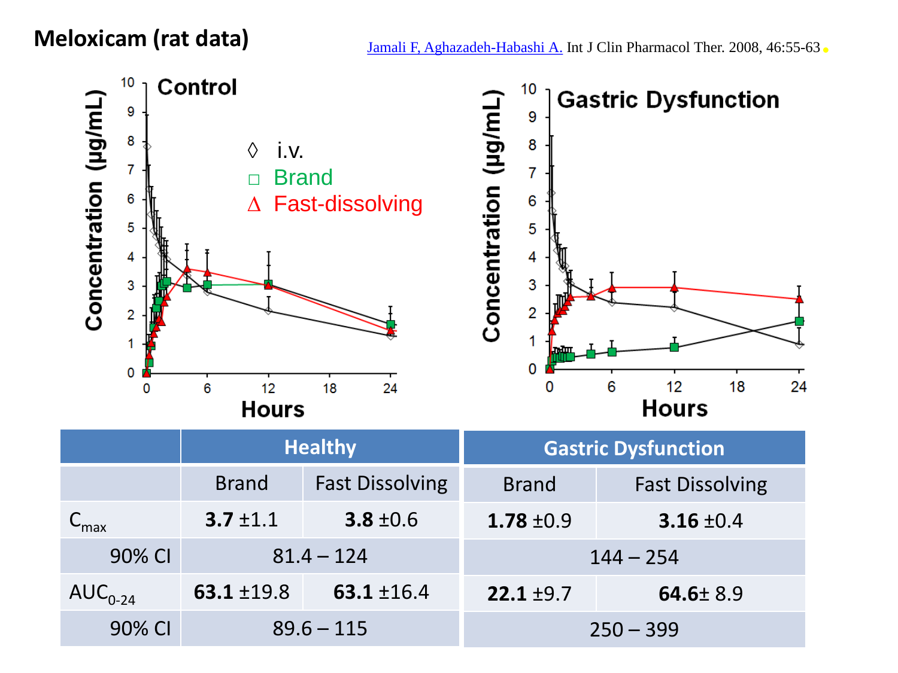# Meloxicam (rat data)

[Jamali F, Aghazadeh-Habashi A.](#) Int J Clin Pharmacol Ther. 2008, 46:55-63

| | Healthy | | Gastric Dysfunction | |
|---|---|---|---|---|
| | Brand | Fast Dissolving | Brand | Fast Dissolving |
| $C_{max}$ | **3.7** ±1.1 | **3.8** ±0.6 | **1.78** ±0.9 | **3.16** ±0.4 |
| 90% CI | 81.4 – 124 | | 144 – 254 | |
| $AUC_{0-24}$ | **63.1** ±19.8 | **63.1** ±16.4 | **22.1** ±9.7 | **64.6**± 8.9 |
| 90% CI | 89.6 – 115 | | 250 – 399 | |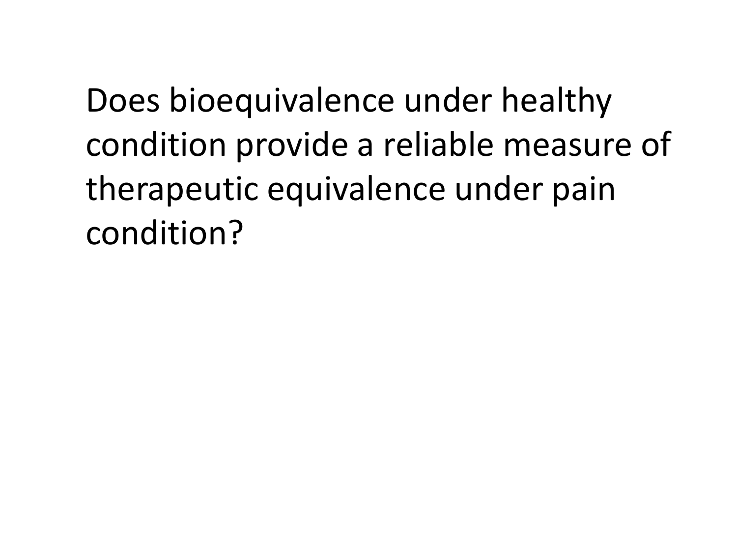Does bioequivalence under healthy condition provide a reliable measure of therapeutic equivalence under pain condition?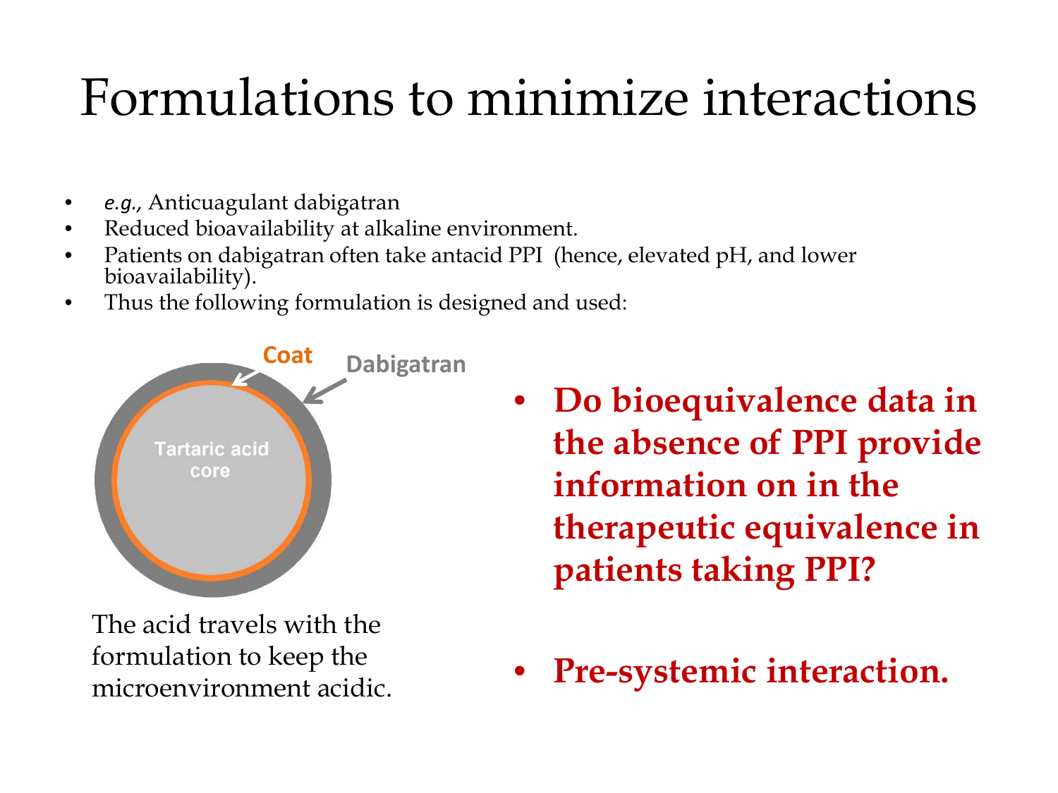# Formulations to minimize interactions

- *e.g.,* Anticuagulant dabigatran
- Reduced bioavailability at alkaline environment.
- Patients on dabigatran often take antacid PPI (hence, elevated pH, and lower bioavailability).
- Thus the following formulation is designed and used:

Coat

Dabigatran

Tartaric acid core

The acid travels with the formulation to keep the microenvironment acidic.

- **Do bioequivalence data in the absence of PPI provide information on in the therapeutic equivalence in patients taking PPI?**

- **Pre-systemic interaction.**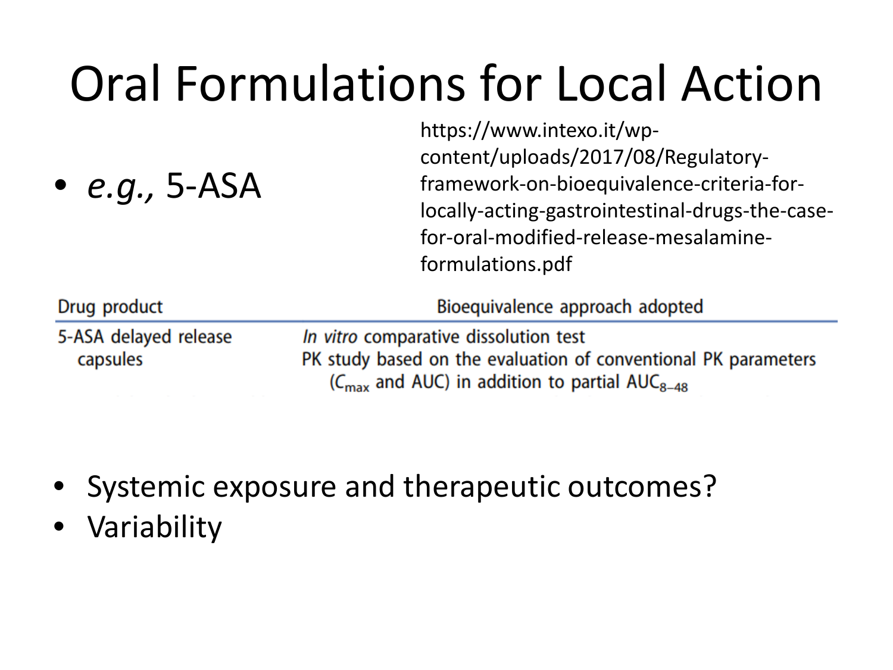# Oral Formulations for Local Action

- *e.g.,* 5-ASA

https://www.intexo.it/wp-content/uploads/2017/08/Regulatory-framework-on-bioequivalence-criteria-for-locally-acting-gastrointestinal-drugs-the-case-for-oral-modified-release-mesalamine-formulations.pdf

| Drug product | Bioequivalence approach adopted |
|---|---|
| 5-ASA delayed release capsules | *In vitro* comparative dissolution test<br>PK study based on the evaluation of conventional PK parameters ($C_{max}$ and AUC) in addition to partial $AUC_{8-48}$ |

- Systemic exposure and therapeutic outcomes?
- Variability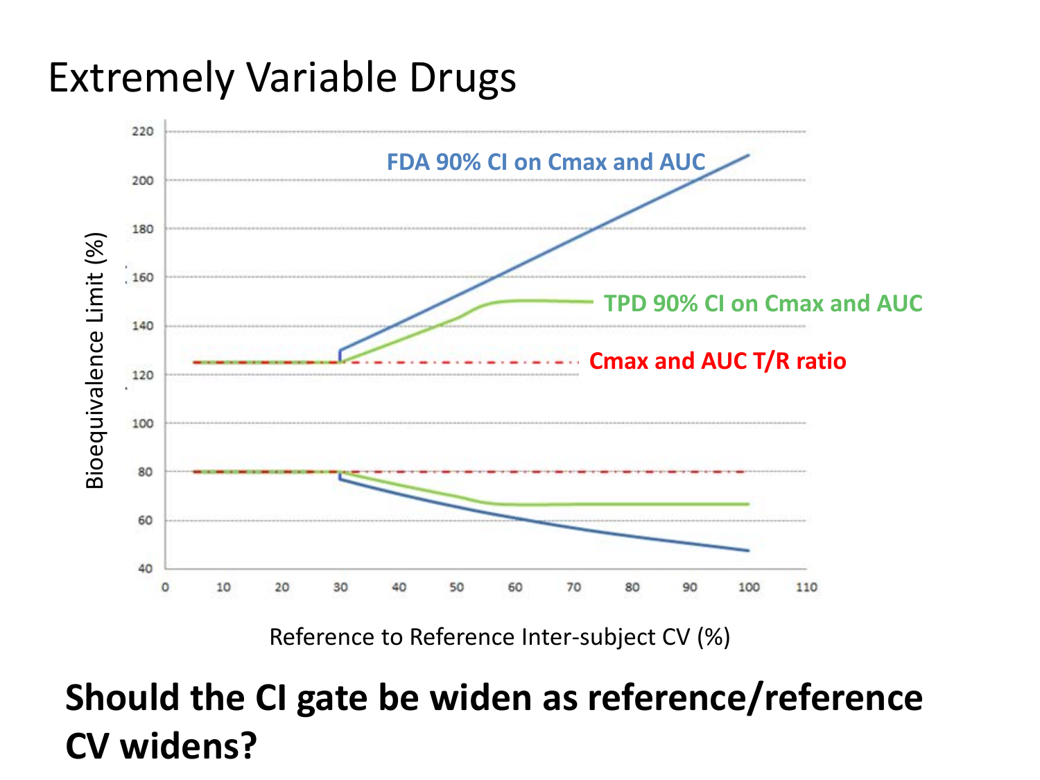# Extremely Variable Drugs

FDA 90% CI on Cmax and AUC

TPD 90% CI on Cmax and AUC

Cmax and AUC T/R ratio

Bioequivalence Limit (%)

Reference to Reference Inter-subject CV (%)

**Should the CI gate be widen as reference/reference CV widens?**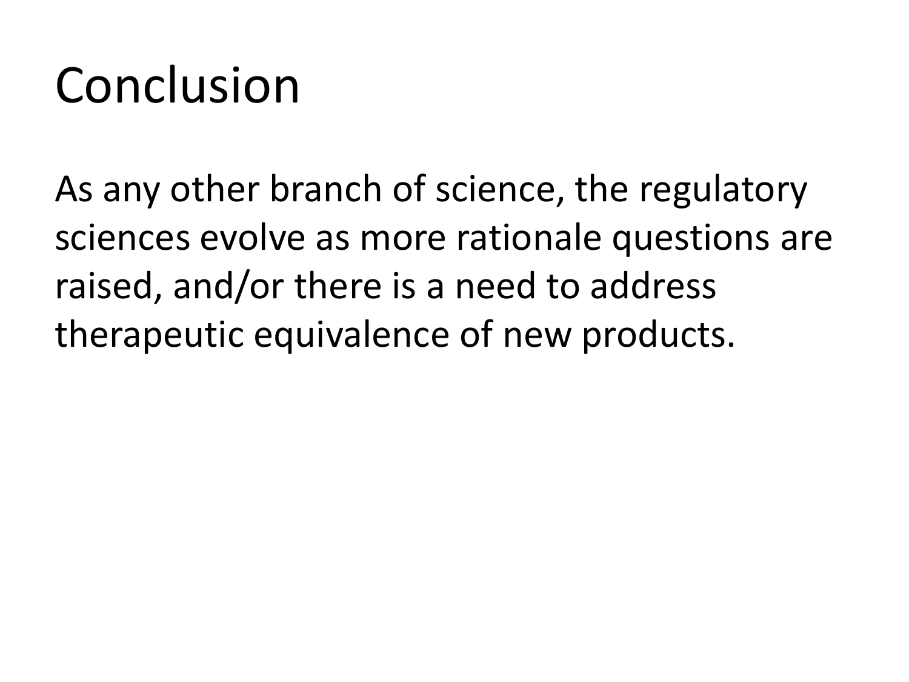# Conclusion

As any other branch of science, the regulatory sciences evolve as more rationale questions are raised, and/or there is a need to address therapeutic equivalence of new products.